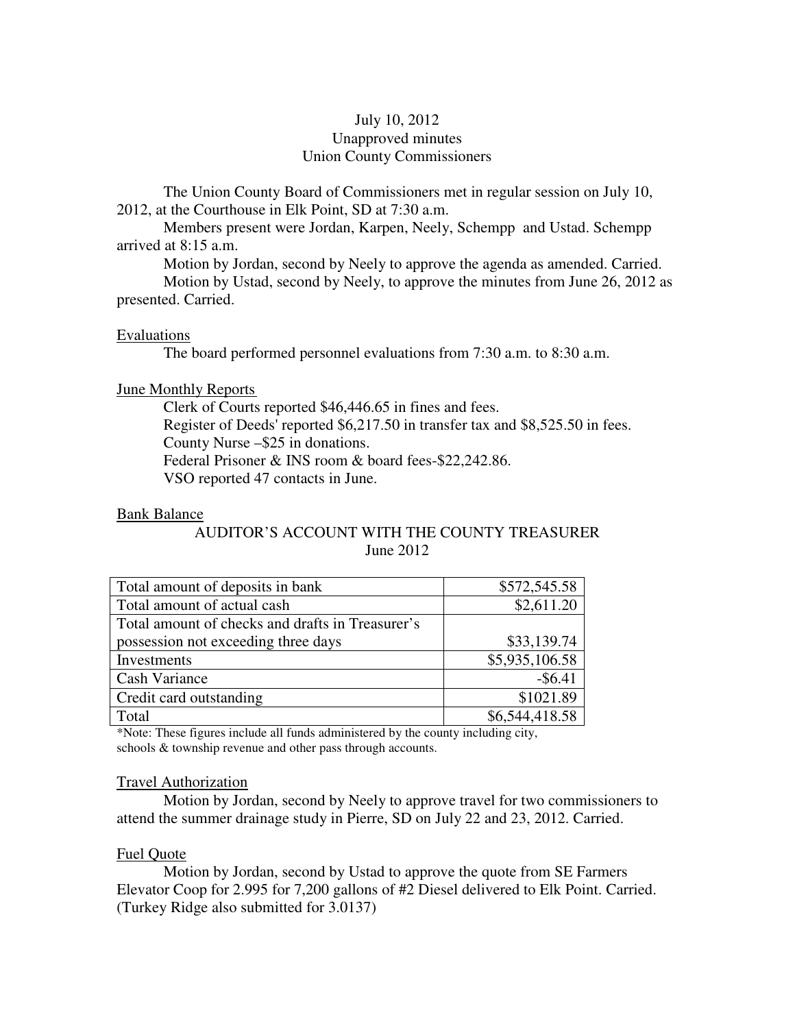# July 10, 2012
## Unapproved minutes
## Union County Commissioners

The Union County Board of Commissioners met in regular session on July 10, 2012, at the Courthouse in Elk Point, SD at 7:30 a.m.

Members present were Jordan, Karpen, Neely, Schempp and Ustad. Schempp arrived at 8:15 a.m.

Motion by Jordan, second by Neely to approve the agenda as amended. Carried.

Motion by Ustad, second by Neely, to approve the minutes from June 26, 2012 as presented. Carried.

### Evaluations

The board performed personnel evaluations from 7:30 a.m. to 8:30 a.m.

### June Monthly Reports

Clerk of Courts reported $46,446.65 in fines and fees.
Register of Deeds' reported $6,217.50 in transfer tax and $8,525.50 in fees.
County Nurse –$25 in donations.
Federal Prisoner & INS room & board fees-$22,242.86.
VSO reported 47 contacts in June.

### Bank Balance

AUDITOR'S ACCOUNT WITH THE COUNTY TREASURER
June 2012

| | |
|---|---:|
| Total amount of deposits in bank | $572,545.58 |
| Total amount of actual cash | $2,611.20 |
| Total amount of checks and drafts in Treasurer's possession not exceeding three days | $33,139.74 |
| Investments | $5,935,106.58 |
| Cash Variance | -$6.41 |
| Credit card outstanding | $1021.89 |
| Total | $6,544,418.58 |

*Note: These figures include all funds administered by the county including city, schools & township revenue and other pass through accounts.

### Travel Authorization

Motion by Jordan, second by Neely to approve travel for two commissioners to attend the summer drainage study in Pierre, SD on July 22 and 23, 2012. Carried.

### Fuel Quote

Motion by Jordan, second by Ustad to approve the quote from SE Farmers Elevator Coop for 2.995 for 7,200 gallons of #2 Diesel delivered to Elk Point. Carried. (Turkey Ridge also submitted for 3.0137)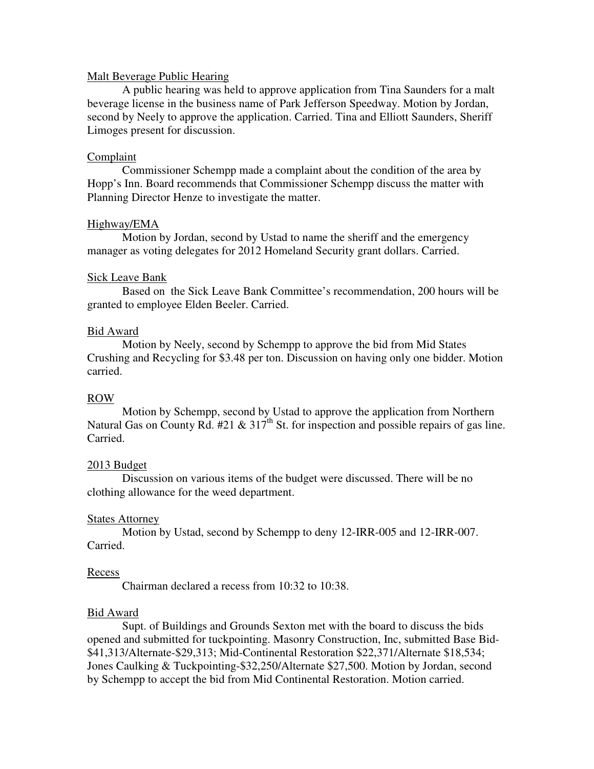Malt Beverage Public Hearing

A public hearing was held to approve application from Tina Saunders for a malt beverage license in the business name of Park Jefferson Speedway. Motion by Jordan, second by Neely to approve the application. Carried. Tina and Elliott Saunders, Sheriff Limoges present for discussion.

Complaint

Commissioner Schempp made a complaint about the condition of the area by Hopp's Inn. Board recommends that Commissioner Schempp discuss the matter with Planning Director Henze to investigate the matter.

Highway/EMA

Motion by Jordan, second by Ustad to name the sheriff and the emergency manager as voting delegates for 2012 Homeland Security grant dollars. Carried.

Sick Leave Bank

Based on the Sick Leave Bank Committee's recommendation, 200 hours will be granted to employee Elden Beeler. Carried.

Bid Award

Motion by Neely, second by Schempp to approve the bid from Mid States Crushing and Recycling for $3.48 per ton. Discussion on having only one bidder. Motion carried.

ROW

Motion by Schempp, second by Ustad to approve the application from Northern Natural Gas on County Rd. #21 & 317th St. for inspection and possible repairs of gas line. Carried.

2013 Budget

Discussion on various items of the budget were discussed. There will be no clothing allowance for the weed department.

States Attorney

Motion by Ustad, second by Schempp to deny 12-IRR-005 and 12-IRR-007. Carried.

Recess

Chairman declared a recess from 10:32 to 10:38.

Bid Award

Supt. of Buildings and Grounds Sexton met with the board to discuss the bids opened and submitted for tuckpointing. Masonry Construction, Inc, submitted Base Bid-$41,313/Alternate-$29,313; Mid-Continental Restoration $22,371/Alternate $18,534; Jones Caulking & Tuckpointing-$32,250/Alternate $27,500. Motion by Jordan, second by Schempp to accept the bid from Mid Continental Restoration. Motion carried.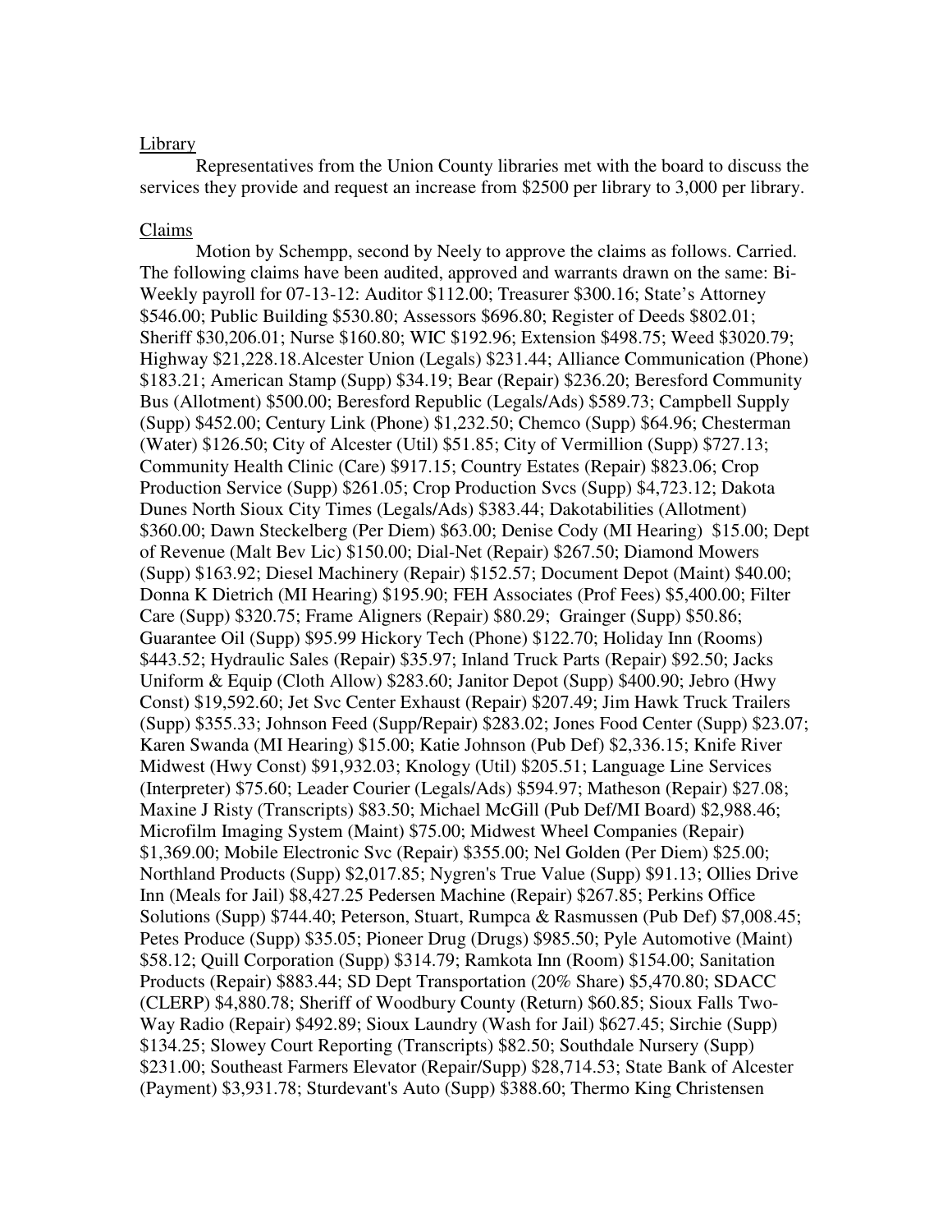Library

Representatives from the Union County libraries met with the board to discuss the services they provide and request an increase from $2500 per library to 3,000 per library.

Claims

Motion by Schempp, second by Neely to approve the claims as follows. Carried. The following claims have been audited, approved and warrants drawn on the same: Bi-Weekly payroll for 07-13-12: Auditor $112.00; Treasurer $300.16; State's Attorney $546.00; Public Building $530.80; Assessors $696.80; Register of Deeds $802.01; Sheriff $30,206.01; Nurse $160.80; WIC $192.96; Extension $498.75; Weed $3020.79; Highway $21,228.18.Alcester Union (Legals) $231.44; Alliance Communication (Phone) $183.21; American Stamp (Supp) $34.19; Bear (Repair) $236.20; Beresford Community Bus (Allotment) $500.00; Beresford Republic (Legals/Ads) $589.73; Campbell Supply (Supp) $452.00; Century Link (Phone) $1,232.50; Chemco (Supp) $64.96; Chesterman (Water) $126.50; City of Alcester (Util) $51.85; City of Vermillion (Supp) $727.13; Community Health Clinic (Care) $917.15; Country Estates (Repair) $823.06; Crop Production Service (Supp) $261.05; Crop Production Svcs (Supp) $4,723.12; Dakota Dunes North Sioux City Times (Legals/Ads) $383.44; Dakotabilities (Allotment) $360.00; Dawn Steckelberg (Per Diem) $63.00; Denise Cody (MI Hearing) $15.00; Dept of Revenue (Malt Bev Lic) $150.00; Dial-Net (Repair) $267.50; Diamond Mowers (Supp) $163.92; Diesel Machinery (Repair) $152.57; Document Depot (Maint) $40.00; Donna K Dietrich (MI Hearing) $195.90; FEH Associates (Prof Fees) $5,400.00; Filter Care (Supp) $320.75; Frame Aligners (Repair) $80.29; Grainger (Supp) $50.86; Guarantee Oil (Supp) $95.99 Hickory Tech (Phone) $122.70; Holiday Inn (Rooms) $443.52; Hydraulic Sales (Repair) $35.97; Inland Truck Parts (Repair) $92.50; Jacks Uniform & Equip (Cloth Allow) $283.60; Janitor Depot (Supp) $400.90; Jebro (Hwy Const) $19,592.60; Jet Svc Center Exhaust (Repair) $207.49; Jim Hawk Truck Trailers (Supp) $355.33; Johnson Feed (Supp/Repair) $283.02; Jones Food Center (Supp) $23.07; Karen Swanda (MI Hearing) $15.00; Katie Johnson (Pub Def) $2,336.15; Knife River Midwest (Hwy Const) $91,932.03; Knology (Util) $205.51; Language Line Services (Interpreter) $75.60; Leader Courier (Legals/Ads) $594.97; Matheson (Repair) $27.08; Maxine J Risty (Transcripts) $83.50; Michael McGill (Pub Def/MI Board) $2,988.46; Microfilm Imaging System (Maint) $75.00; Midwest Wheel Companies (Repair) $1,369.00; Mobile Electronic Svc (Repair) $355.00; Nel Golden (Per Diem) $25.00; Northland Products (Supp) $2,017.85; Nygren's True Value (Supp) $91.13; Ollies Drive Inn (Meals for Jail) $8,427.25 Pedersen Machine (Repair) $267.85; Perkins Office Solutions (Supp) $744.40; Peterson, Stuart, Rumpca & Rasmussen (Pub Def) $7,008.45; Petes Produce (Supp) $35.05; Pioneer Drug (Drugs) $985.50; Pyle Automotive (Maint) $58.12; Quill Corporation (Supp) $314.79; Ramkota Inn (Room) $154.00; Sanitation Products (Repair) $883.44; SD Dept Transportation (20% Share) $5,470.80; SDACC (CLERP) $4,880.78; Sheriff of Woodbury County (Return) $60.85; Sioux Falls Two-Way Radio (Repair) $492.89; Sioux Laundry (Wash for Jail) $627.45; Sirchie (Supp) $134.25; Slowey Court Reporting (Transcripts) $82.50; Southdale Nursery (Supp) $231.00; Southeast Farmers Elevator (Repair/Supp) $28,714.53; State Bank of Alcester (Payment) $3,931.78; Sturdevant's Auto (Supp) $388.60; Thermo King Christensen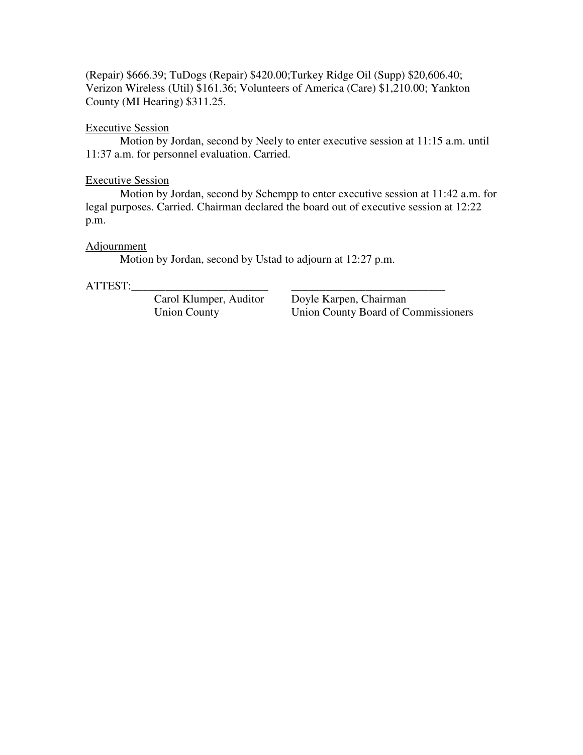(Repair) $666.39; TuDogs (Repair) $420.00;Turkey Ridge Oil (Supp) $20,606.40; Verizon Wireless (Util) $161.36; Volunteers of America (Care) $1,210.00; Yankton County (MI Hearing) $311.25.

<u>Executive Session</u>

Motion by Jordan, second by Neely to enter executive session at 11:15 a.m. until 11:37 a.m. for personnel evaluation. Carried.

<u>Executive Session</u>

Motion by Jordan, second by Schempp to enter executive session at 11:42 a.m. for legal purposes. Carried. Chairman declared the board out of executive session at 12:22 p.m.

<u>Adjournment</u>

Motion by Jordan, second by Ustad to adjourn at 12:27 p.m.

ATTEST:________________________ ___________________________

Carol Klumper, Auditor — Doyle Karpen, Chairman

Union County — Union County Board of Commissioners